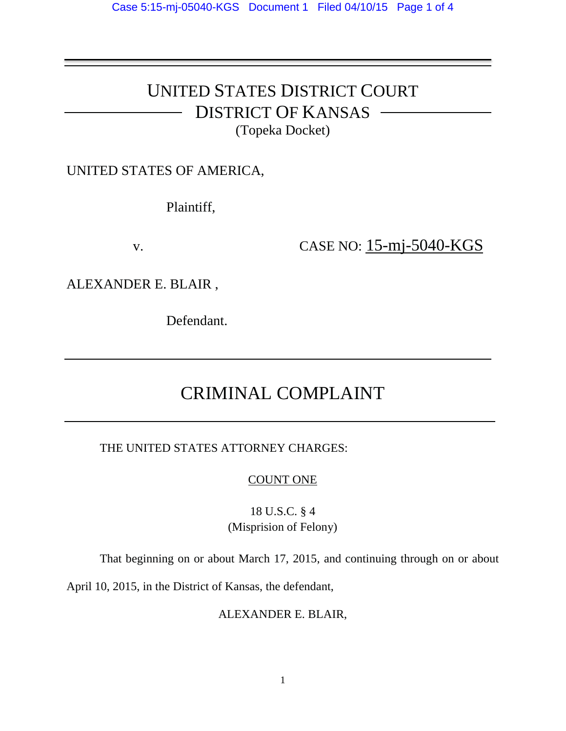# UNITED STATES DISTRICT COURT
## DISTRICT OF KANSAS
(Topeka Docket)

UNITED STATES OF AMERICA,

Plaintiff,

v. CASE NO: 15-mj-5040-KGS

ALEXANDER E. BLAIR ,

Defendant.

# CRIMINAL COMPLAINT

THE UNITED STATES ATTORNEY CHARGES:

COUNT ONE

18 U.S.C. § 4
(Misprision of Felony)

That beginning on or about March 17, 2015, and continuing through on or about April 10, 2015, in the District of Kansas, the defendant,

ALEXANDER E. BLAIR,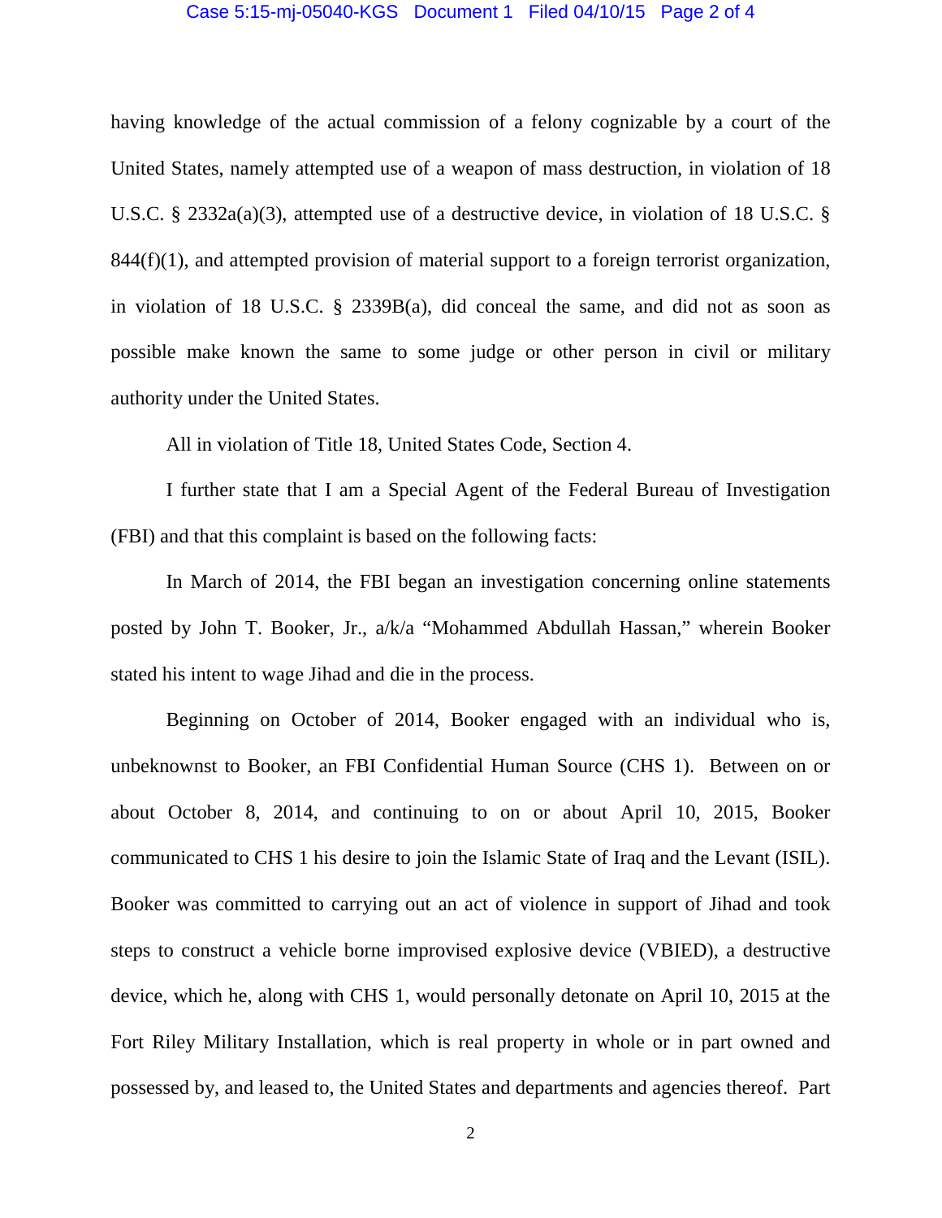having knowledge of the actual commission of a felony cognizable by a court of the United States, namely attempted use of a weapon of mass destruction, in violation of 18 U.S.C. § 2332a(a)(3), attempted use of a destructive device, in violation of 18 U.S.C. § 844(f)(1), and attempted provision of material support to a foreign terrorist organization, in violation of 18 U.S.C. § 2339B(a), did conceal the same, and did not as soon as possible make known the same to some judge or other person in civil or military authority under the United States.

All in violation of Title 18, United States Code, Section 4.

I further state that I am a Special Agent of the Federal Bureau of Investigation (FBI) and that this complaint is based on the following facts:

In March of 2014, the FBI began an investigation concerning online statements posted by John T. Booker, Jr., a/k/a "Mohammed Abdullah Hassan," wherein Booker stated his intent to wage Jihad and die in the process.

Beginning on October of 2014, Booker engaged with an individual who is, unbeknownst to Booker, an FBI Confidential Human Source (CHS 1). Between on or about October 8, 2014, and continuing to on or about April 10, 2015, Booker communicated to CHS 1 his desire to join the Islamic State of Iraq and the Levant (ISIL). Booker was committed to carrying out an act of violence in support of Jihad and took steps to construct a vehicle borne improvised explosive device (VBIED), a destructive device, which he, along with CHS 1, would personally detonate on April 10, 2015 at the Fort Riley Military Installation, which is real property in whole or in part owned and possessed by, and leased to, the United States and departments and agencies thereof. Part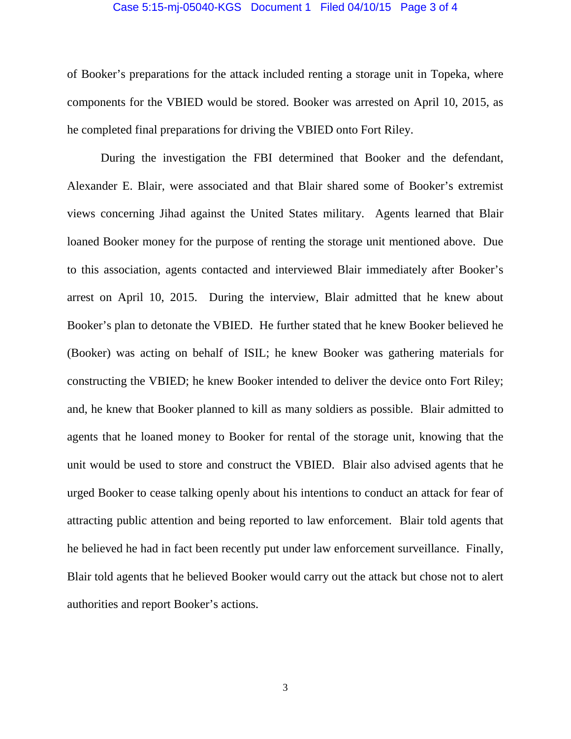of Booker's preparations for the attack included renting a storage unit in Topeka, where components for the VBIED would be stored. Booker was arrested on April 10, 2015, as he completed final preparations for driving the VBIED onto Fort Riley.

During the investigation the FBI determined that Booker and the defendant, Alexander E. Blair, were associated and that Blair shared some of Booker's extremist views concerning Jihad against the United States military. Agents learned that Blair loaned Booker money for the purpose of renting the storage unit mentioned above. Due to this association, agents contacted and interviewed Blair immediately after Booker's arrest on April 10, 2015. During the interview, Blair admitted that he knew about Booker's plan to detonate the VBIED. He further stated that he knew Booker believed he (Booker) was acting on behalf of ISIL; he knew Booker was gathering materials for constructing the VBIED; he knew Booker intended to deliver the device onto Fort Riley; and, he knew that Booker planned to kill as many soldiers as possible. Blair admitted to agents that he loaned money to Booker for rental of the storage unit, knowing that the unit would be used to store and construct the VBIED. Blair also advised agents that he urged Booker to cease talking openly about his intentions to conduct an attack for fear of attracting public attention and being reported to law enforcement. Blair told agents that he believed he had in fact been recently put under law enforcement surveillance. Finally, Blair told agents that he believed Booker would carry out the attack but chose not to alert authorities and report Booker's actions.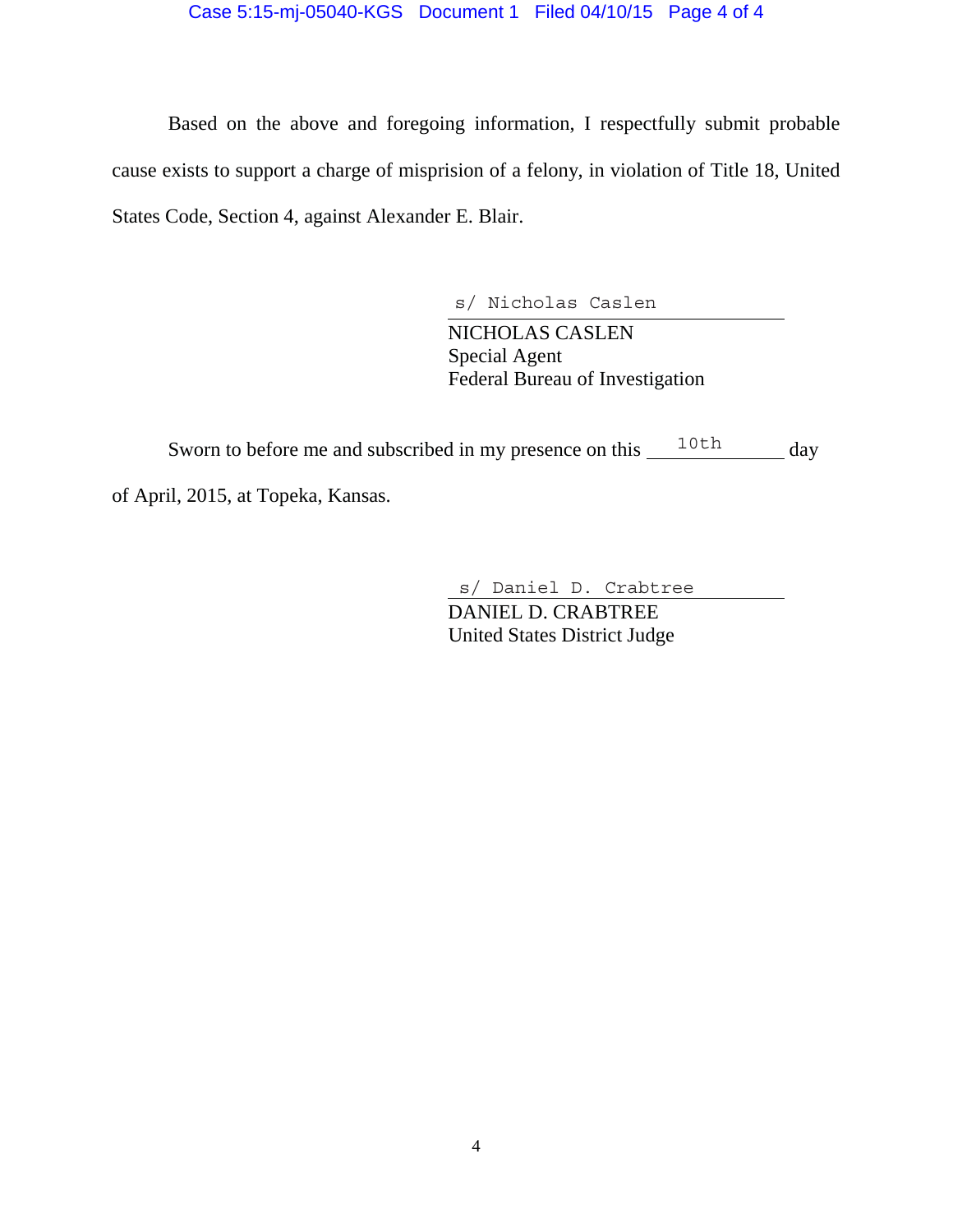Based on the above and foregoing information, I respectfully submit probable cause exists to support a charge of misprision of a felony, in violation of Title 18, United States Code, Section 4, against Alexander E. Blair.

s/ Nicholas Caslen
NICHOLAS CASLEN
Special Agent
Federal Bureau of Investigation

Sworn to before me and subscribed in my presence on this 10th day of April, 2015, at Topeka, Kansas.

s/ Daniel D. Crabtree
DANIEL D. CRABTREE
United States District Judge